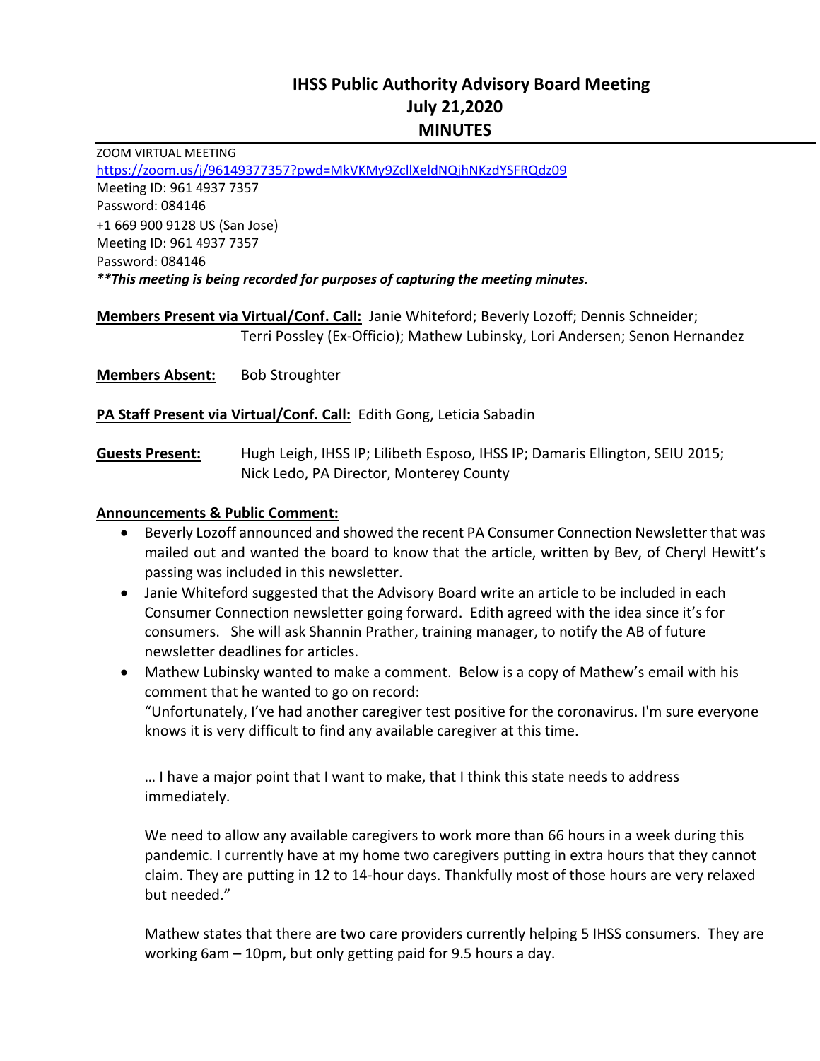# IHSS Public Authority Advisory Board Meeting
## July 21,2020
## MINUTES

ZOOM VIRTUAL MEETING
https://zoom.us/j/96149377357?pwd=MkVKMy9ZcllXeldNQjhNKzdYSFRQdz09
Meeting ID: 961 4937 7357
Password: 084146
+1 669 900 9128 US (San Jose)
Meeting ID: 961 4937 7357
Password: 084146
***\*This meeting is being recorded for purposes of capturing the meeting minutes.***

**Members Present via Virtual/Conf. Call:** Janie Whiteford; Beverly Lozoff; Dennis Schneider; Terri Possley (Ex-Officio); Mathew Lubinsky, Lori Andersen; Senon Hernandez

**Members Absent:** Bob Stroughter

**PA Staff Present via Virtual/Conf. Call:** Edith Gong, Leticia Sabadin

**Guests Present:** Hugh Leigh, IHSS IP; Lilibeth Esposo, IHSS IP; Damaris Ellington, SEIU 2015; Nick Ledo, PA Director, Monterey County

**Announcements & Public Comment:**

- Beverly Lozoff announced and showed the recent PA Consumer Connection Newsletter that was mailed out and wanted the board to know that the article, written by Bev, of Cheryl Hewitt's passing was included in this newsletter.
- Janie Whiteford suggested that the Advisory Board write an article to be included in each Consumer Connection newsletter going forward. Edith agreed with the idea since it's for consumers. She will ask Shannin Prather, training manager, to notify the AB of future newsletter deadlines for articles.
- Mathew Lubinsky wanted to make a comment. Below is a copy of Mathew's email with his comment that he wanted to go on record:
  "Unfortunately, I've had another caregiver test positive for the coronavirus. I'm sure everyone knows it is very difficult to find any available caregiver at this time.

  … I have a major point that I want to make, that I think this state needs to address immediately.

  We need to allow any available caregivers to work more than 66 hours in a week during this pandemic. I currently have at my home two caregivers putting in extra hours that they cannot claim. They are putting in 12 to 14-hour days. Thankfully most of those hours are very relaxed but needed."

  Mathew states that there are two care providers currently helping 5 IHSS consumers. They are working 6am – 10pm, but only getting paid for 9.5 hours a day.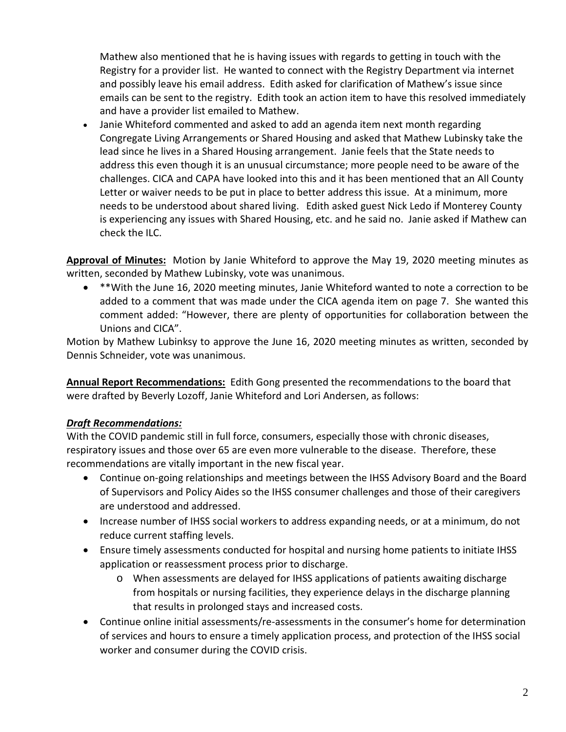Mathew also mentioned that he is having issues with regards to getting in touch with the Registry for a provider list. He wanted to connect with the Registry Department via internet and possibly leave his email address. Edith asked for clarification of Mathew's issue since emails can be sent to the registry. Edith took an action item to have this resolved immediately and have a provider list emailed to Mathew.

- Janie Whiteford commented and asked to add an agenda item next month regarding Congregate Living Arrangements or Shared Housing and asked that Mathew Lubinsky take the lead since he lives in a Shared Housing arrangement. Janie feels that the State needs to address this even though it is an unusual circumstance; more people need to be aware of the challenges. CICA and CAPA have looked into this and it has been mentioned that an All County Letter or waiver needs to be put in place to better address this issue. At a minimum, more needs to be understood about shared living. Edith asked guest Nick Ledo if Monterey County is experiencing any issues with Shared Housing, etc. and he said no. Janie asked if Mathew can check the ILC.

**Approval of Minutes:** Motion by Janie Whiteford to approve the May 19, 2020 meeting minutes as written, seconded by Mathew Lubinsky, vote was unanimous.

- **With the June 16, 2020 meeting minutes, Janie Whiteford wanted to note a correction to be added to a comment that was made under the CICA agenda item on page 7. She wanted this comment added: "However, there are plenty of opportunities for collaboration between the Unions and CICA".

Motion by Mathew Lubinksy to approve the June 16, 2020 meeting minutes as written, seconded by Dennis Schneider, vote was unanimous.

**Annual Report Recommendations:** Edith Gong presented the recommendations to the board that were drafted by Beverly Lozoff, Janie Whiteford and Lori Andersen, as follows:

***Draft Recommendations:***

With the COVID pandemic still in full force, consumers, especially those with chronic diseases, respiratory issues and those over 65 are even more vulnerable to the disease. Therefore, these recommendations are vitally important in the new fiscal year.

- Continue on-going relationships and meetings between the IHSS Advisory Board and the Board of Supervisors and Policy Aides so the IHSS consumer challenges and those of their caregivers are understood and addressed.
- Increase number of IHSS social workers to address expanding needs, or at a minimum, do not reduce current staffing levels.
- Ensure timely assessments conducted for hospital and nursing home patients to initiate IHSS application or reassessment process prior to discharge.
  - When assessments are delayed for IHSS applications of patients awaiting discharge from hospitals or nursing facilities, they experience delays in the discharge planning that results in prolonged stays and increased costs.
- Continue online initial assessments/re-assessments in the consumer's home for determination of services and hours to ensure a timely application process, and protection of the IHSS social worker and consumer during the COVID crisis.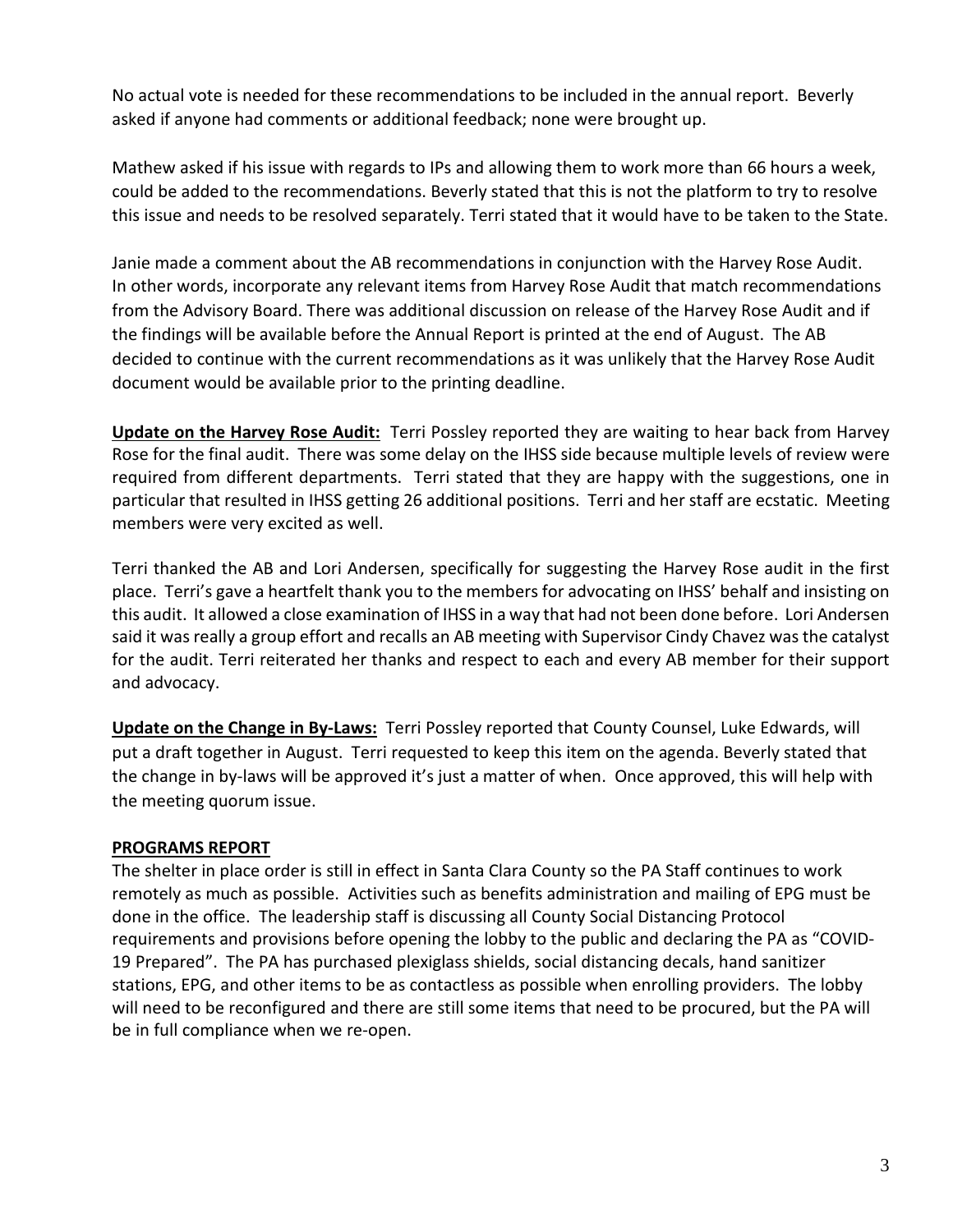No actual vote is needed for these recommendations to be included in the annual report. Beverly asked if anyone had comments or additional feedback; none were brought up.

Mathew asked if his issue with regards to IPs and allowing them to work more than 66 hours a week, could be added to the recommendations. Beverly stated that this is not the platform to try to resolve this issue and needs to be resolved separately. Terri stated that it would have to be taken to the State.

Janie made a comment about the AB recommendations in conjunction with the Harvey Rose Audit. In other words, incorporate any relevant items from Harvey Rose Audit that match recommendations from the Advisory Board. There was additional discussion on release of the Harvey Rose Audit and if the findings will be available before the Annual Report is printed at the end of August. The AB decided to continue with the current recommendations as it was unlikely that the Harvey Rose Audit document would be available prior to the printing deadline.

**Update on the Harvey Rose Audit:** Terri Possley reported they are waiting to hear back from Harvey Rose for the final audit. There was some delay on the IHSS side because multiple levels of review were required from different departments. Terri stated that they are happy with the suggestions, one in particular that resulted in IHSS getting 26 additional positions. Terri and her staff are ecstatic. Meeting members were very excited as well.

Terri thanked the AB and Lori Andersen, specifically for suggesting the Harvey Rose audit in the first place. Terri's gave a heartfelt thank you to the members for advocating on IHSS' behalf and insisting on this audit. It allowed a close examination of IHSS in a way that had not been done before. Lori Andersen said it was really a group effort and recalls an AB meeting with Supervisor Cindy Chavez was the catalyst for the audit. Terri reiterated her thanks and respect to each and every AB member for their support and advocacy.

**Update on the Change in By-Laws:** Terri Possley reported that County Counsel, Luke Edwards, will put a draft together in August. Terri requested to keep this item on the agenda. Beverly stated that the change in by-laws will be approved it's just a matter of when. Once approved, this will help with the meeting quorum issue.

**PROGRAMS REPORT**

The shelter in place order is still in effect in Santa Clara County so the PA Staff continues to work remotely as much as possible. Activities such as benefits administration and mailing of EPG must be done in the office. The leadership staff is discussing all County Social Distancing Protocol requirements and provisions before opening the lobby to the public and declaring the PA as "COVID-19 Prepared". The PA has purchased plexiglass shields, social distancing decals, hand sanitizer stations, EPG, and other items to be as contactless as possible when enrolling providers. The lobby will need to be reconfigured and there are still some items that need to be procured, but the PA will be in full compliance when we re-open.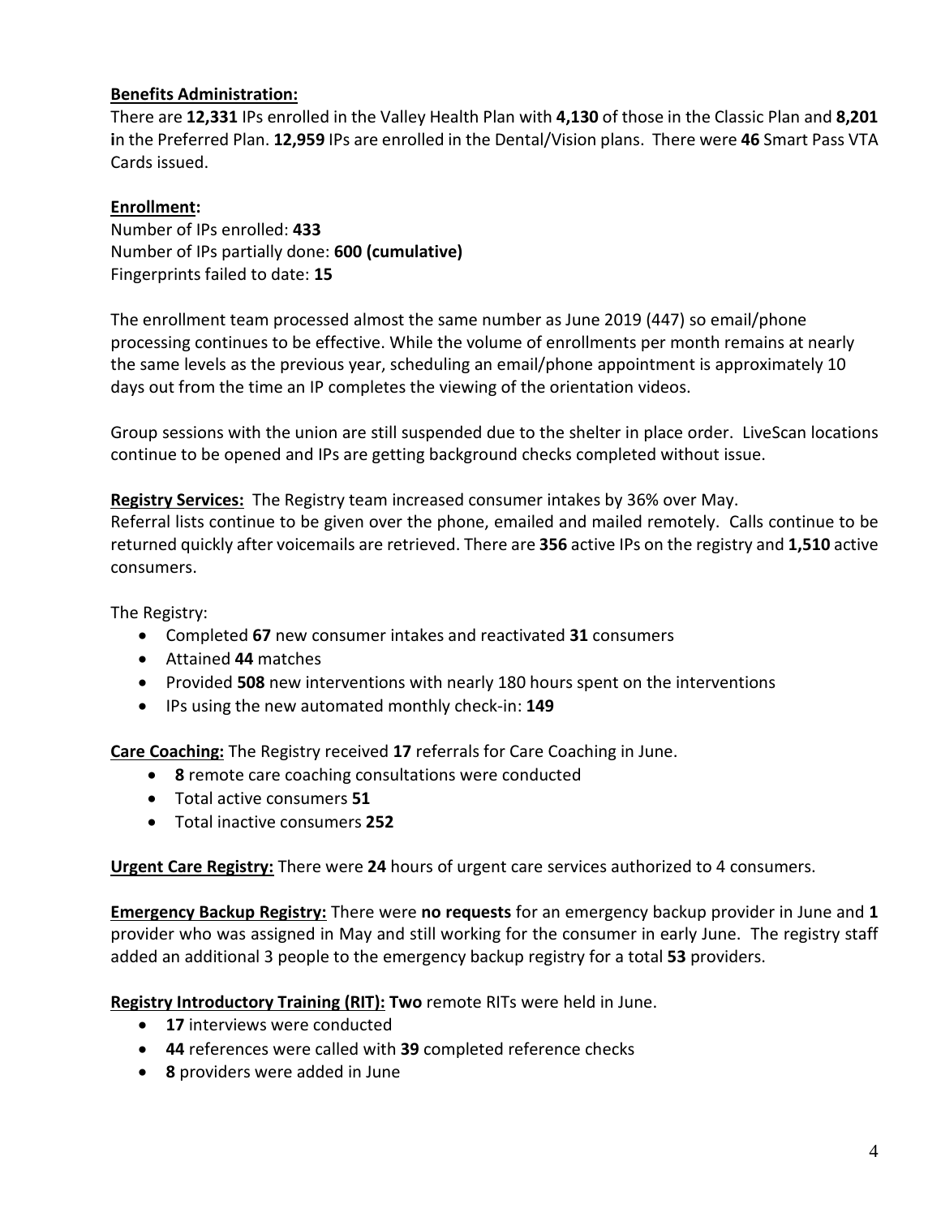**Benefits Administration:**
There are **12,331** IPs enrolled in the Valley Health Plan with **4,130** of those in the Classic Plan and **8,201** in the Preferred Plan. **12,959** IPs are enrolled in the Dental/Vision plans. There were **46** Smart Pass VTA Cards issued.

**Enrollment:**
Number of IPs enrolled: **433**
Number of IPs partially done: **600 (cumulative)**
Fingerprints failed to date: **15**

The enrollment team processed almost the same number as June 2019 (447) so email/phone processing continues to be effective. While the volume of enrollments per month remains at nearly the same levels as the previous year, scheduling an email/phone appointment is approximately 10 days out from the time an IP completes the viewing of the orientation videos.

Group sessions with the union are still suspended due to the shelter in place order. LiveScan locations continue to be opened and IPs are getting background checks completed without issue.

**Registry Services:** The Registry team increased consumer intakes by 36% over May.
Referral lists continue to be given over the phone, emailed and mailed remotely. Calls continue to be returned quickly after voicemails are retrieved. There are **356** active IPs on the registry and **1,510** active consumers.

The Registry:

- Completed **67** new consumer intakes and reactivated **31** consumers
- Attained **44** matches
- Provided **508** new interventions with nearly 180 hours spent on the interventions
- IPs using the new automated monthly check-in: **149**

**Care Coaching:** The Registry received **17** referrals for Care Coaching in June.

- **8** remote care coaching consultations were conducted
- Total active consumers **51**
- Total inactive consumers **252**

**Urgent Care Registry:** There were **24** hours of urgent care services authorized to 4 consumers.

**Emergency Backup Registry:** There were **no requests** for an emergency backup provider in June and **1** provider who was assigned in May and still working for the consumer in early June. The registry staff added an additional 3 people to the emergency backup registry for a total **53** providers.

**Registry Introductory Training (RIT): Two** remote RITs were held in June.

- **17** interviews were conducted
- **44** references were called with **39** completed reference checks
- **8** providers were added in June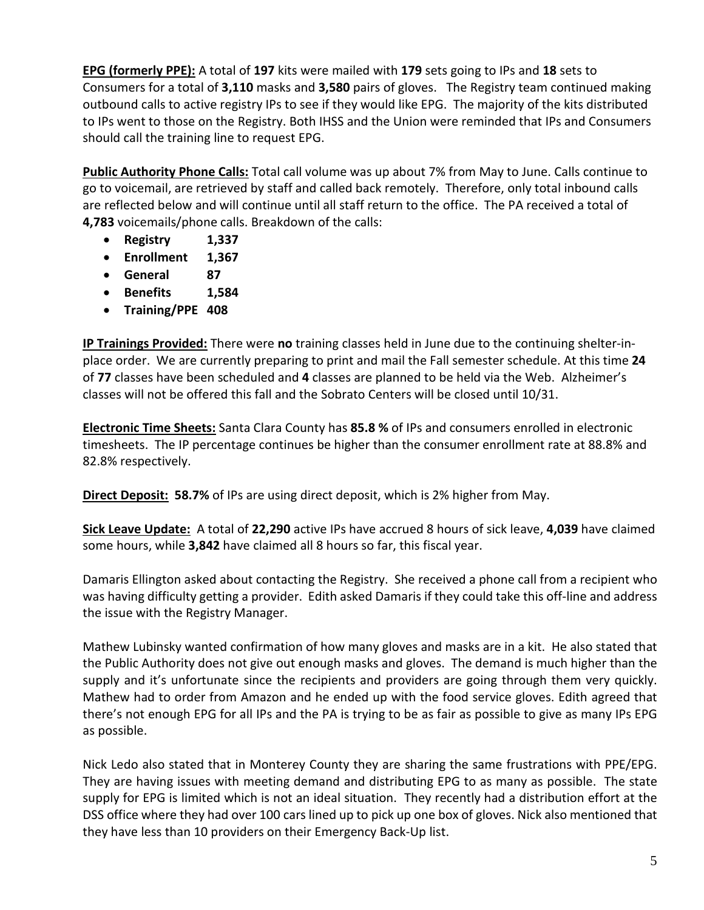**<u>EPG (formerly PPE):</u>** A total of **197** kits were mailed with **179** sets going to IPs and **18** sets to Consumers for a total of **3,110** masks and **3,580** pairs of gloves. The Registry team continued making outbound calls to active registry IPs to see if they would like EPG. The majority of the kits distributed to IPs went to those on the Registry. Both IHSS and the Union were reminded that IPs and Consumers should call the training line to request EPG.

**<u>Public Authority Phone Calls:</u>** Total call volume was up about 7% from May to June. Calls continue to go to voicemail, are retrieved by staff and called back remotely. Therefore, only total inbound calls are reflected below and will continue until all staff return to the office. The PA received a total of **4,783** voicemails/phone calls. Breakdown of the calls:

- **Registry 1,337**
- **Enrollment 1,367**
- **General 87**
- **Benefits 1,584**
- **Training/PPE 408**

**<u>IP Trainings Provided:</u>** There were **no** training classes held in June due to the continuing shelter-in-place order. We are currently preparing to print and mail the Fall semester schedule. At this time **24** of **77** classes have been scheduled and **4** classes are planned to be held via the Web. Alzheimer's classes will not be offered this fall and the Sobrato Centers will be closed until 10/31.

**<u>Electronic Time Sheets:</u>** Santa Clara County has **85.8 %** of IPs and consumers enrolled in electronic timesheets. The IP percentage continues be higher than the consumer enrollment rate at 88.8% and 82.8% respectively.

**<u>Direct Deposit:</u>** **58.7%** of IPs are using direct deposit, which is 2% higher from May.

**<u>Sick Leave Update:</u>** A total of **22,290** active IPs have accrued 8 hours of sick leave, **4,039** have claimed some hours, while **3,842** have claimed all 8 hours so far, this fiscal year.

Damaris Ellington asked about contacting the Registry. She received a phone call from a recipient who was having difficulty getting a provider. Edith asked Damaris if they could take this off-line and address the issue with the Registry Manager.

Mathew Lubinsky wanted confirmation of how many gloves and masks are in a kit. He also stated that the Public Authority does not give out enough masks and gloves. The demand is much higher than the supply and it's unfortunate since the recipients and providers are going through them very quickly. Mathew had to order from Amazon and he ended up with the food service gloves. Edith agreed that there's not enough EPG for all IPs and the PA is trying to be as fair as possible to give as many IPs EPG as possible.

Nick Ledo also stated that in Monterey County they are sharing the same frustrations with PPE/EPG. They are having issues with meeting demand and distributing EPG to as many as possible. The state supply for EPG is limited which is not an ideal situation. They recently had a distribution effort at the DSS office where they had over 100 cars lined up to pick up one box of gloves. Nick also mentioned that they have less than 10 providers on their Emergency Back-Up list.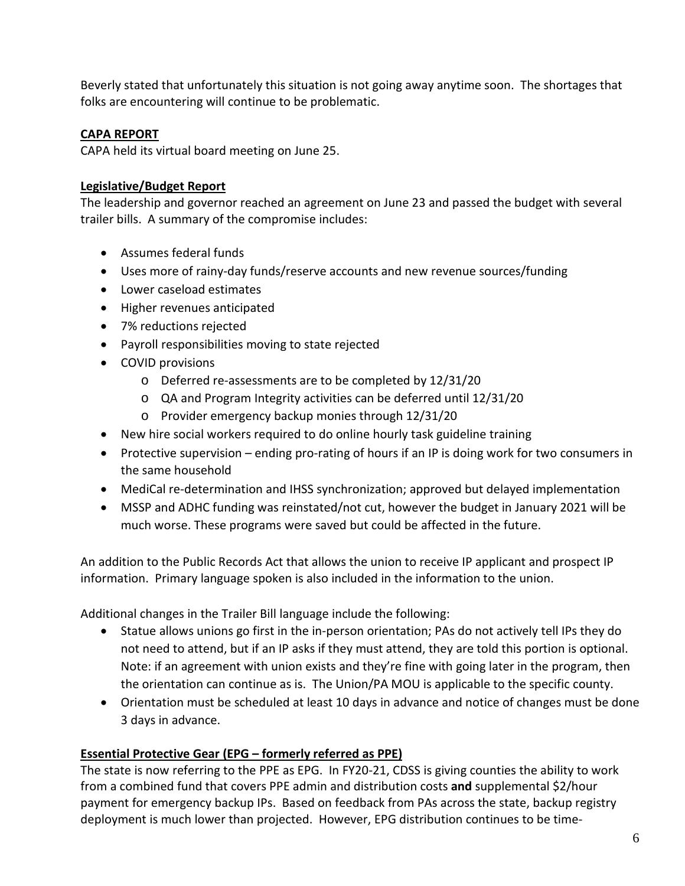Beverly stated that unfortunately this situation is not going away anytime soon. The shortages that folks are encountering will continue to be problematic.

**CAPA REPORT**

CAPA held its virtual board meeting on June 25.

**Legislative/Budget Report**

The leadership and governor reached an agreement on June 23 and passed the budget with several trailer bills. A summary of the compromise includes:

- Assumes federal funds
- Uses more of rainy-day funds/reserve accounts and new revenue sources/funding
- Lower caseload estimates
- Higher revenues anticipated
- 7% reductions rejected
- Payroll responsibilities moving to state rejected
- COVID provisions
    - Deferred re-assessments are to be completed by 12/31/20
    - QA and Program Integrity activities can be deferred until 12/31/20
    - Provider emergency backup monies through 12/31/20
- New hire social workers required to do online hourly task guideline training
- Protective supervision – ending pro-rating of hours if an IP is doing work for two consumers in the same household
- MediCal re-determination and IHSS synchronization; approved but delayed implementation
- MSSP and ADHC funding was reinstated/not cut, however the budget in January 2021 will be much worse. These programs were saved but could be affected in the future.

An addition to the Public Records Act that allows the union to receive IP applicant and prospect IP information. Primary language spoken is also included in the information to the union.

Additional changes in the Trailer Bill language include the following:

- Statue allows unions go first in the in-person orientation; PAs do not actively tell IPs they do not need to attend, but if an IP asks if they must attend, they are told this portion is optional. Note: if an agreement with union exists and they're fine with going later in the program, then the orientation can continue as is. The Union/PA MOU is applicable to the specific county.
- Orientation must be scheduled at least 10 days in advance and notice of changes must be done 3 days in advance.

**Essential Protective Gear (EPG – formerly referred as PPE)**

The state is now referring to the PPE as EPG. In FY20-21, CDSS is giving counties the ability to work from a combined fund that covers PPE admin and distribution costs **and** supplemental $2/hour payment for emergency backup IPs. Based on feedback from PAs across the state, backup registry deployment is much lower than projected. However, EPG distribution continues to be time-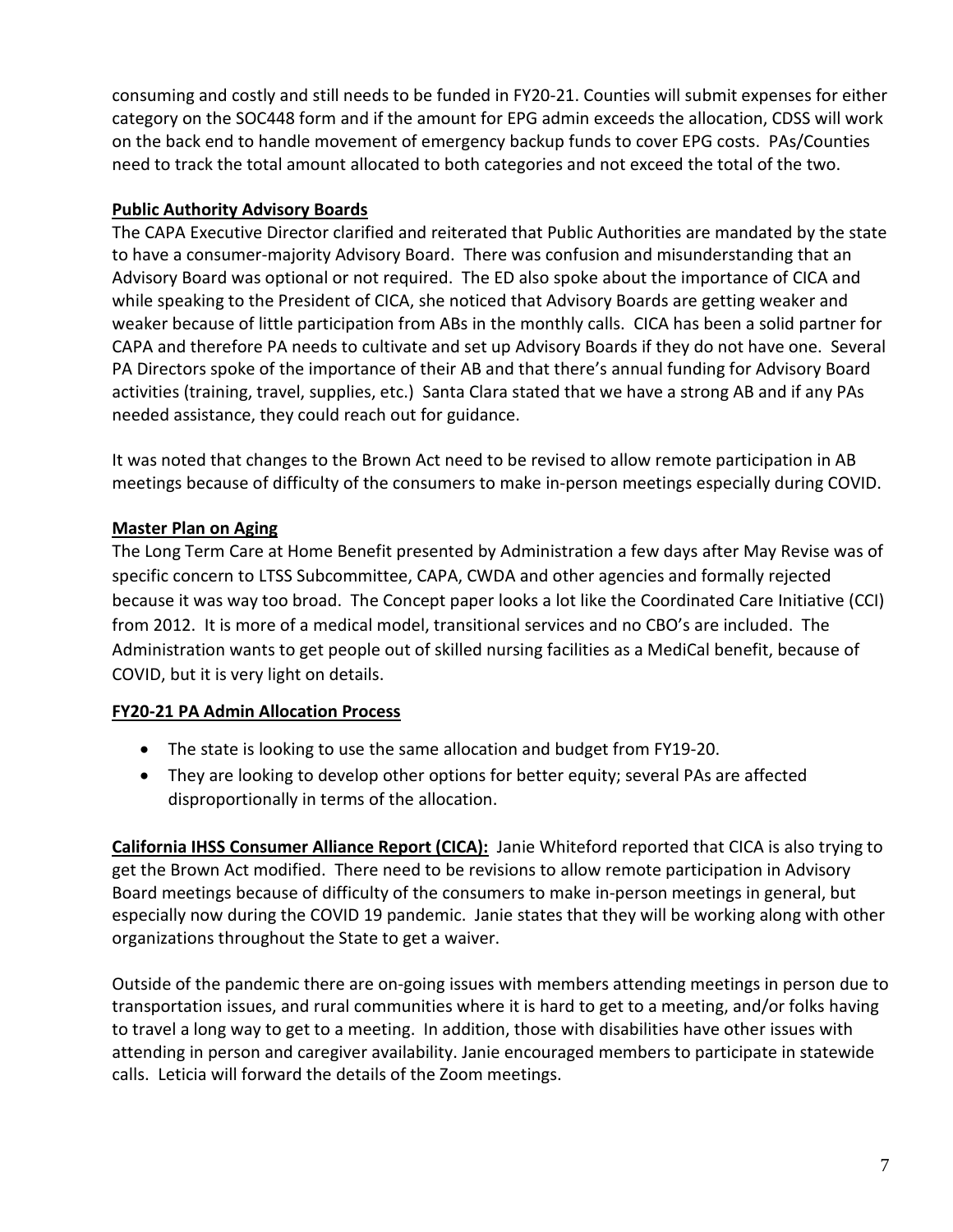consuming and costly and still needs to be funded in FY20-21. Counties will submit expenses for either category on the SOC448 form and if the amount for EPG admin exceeds the allocation, CDSS will work on the back end to handle movement of emergency backup funds to cover EPG costs. PAs/Counties need to track the total amount allocated to both categories and not exceed the total of the two.

**Public Authority Advisory Boards**

The CAPA Executive Director clarified and reiterated that Public Authorities are mandated by the state to have a consumer-majority Advisory Board. There was confusion and misunderstanding that an Advisory Board was optional or not required. The ED also spoke about the importance of CICA and while speaking to the President of CICA, she noticed that Advisory Boards are getting weaker and weaker because of little participation from ABs in the monthly calls. CICA has been a solid partner for CAPA and therefore PA needs to cultivate and set up Advisory Boards if they do not have one. Several PA Directors spoke of the importance of their AB and that there's annual funding for Advisory Board activities (training, travel, supplies, etc.) Santa Clara stated that we have a strong AB and if any PAs needed assistance, they could reach out for guidance.

It was noted that changes to the Brown Act need to be revised to allow remote participation in AB meetings because of difficulty of the consumers to make in-person meetings especially during COVID.

**Master Plan on Aging**

The Long Term Care at Home Benefit presented by Administration a few days after May Revise was of specific concern to LTSS Subcommittee, CAPA, CWDA and other agencies and formally rejected because it was way too broad. The Concept paper looks a lot like the Coordinated Care Initiative (CCI) from 2012. It is more of a medical model, transitional services and no CBO's are included. The Administration wants to get people out of skilled nursing facilities as a MediCal benefit, because of COVID, but it is very light on details.

**FY20-21 PA Admin Allocation Process**

- The state is looking to use the same allocation and budget from FY19-20.
- They are looking to develop other options for better equity; several PAs are affected disproportionally in terms of the allocation.

**California IHSS Consumer Alliance Report (CICA):** Janie Whiteford reported that CICA is also trying to get the Brown Act modified. There need to be revisions to allow remote participation in Advisory Board meetings because of difficulty of the consumers to make in-person meetings in general, but especially now during the COVID 19 pandemic. Janie states that they will be working along with other organizations throughout the State to get a waiver.

Outside of the pandemic there are on-going issues with members attending meetings in person due to transportation issues, and rural communities where it is hard to get to a meeting, and/or folks having to travel a long way to get to a meeting. In addition, those with disabilities have other issues with attending in person and caregiver availability. Janie encouraged members to participate in statewide calls. Leticia will forward the details of the Zoom meetings.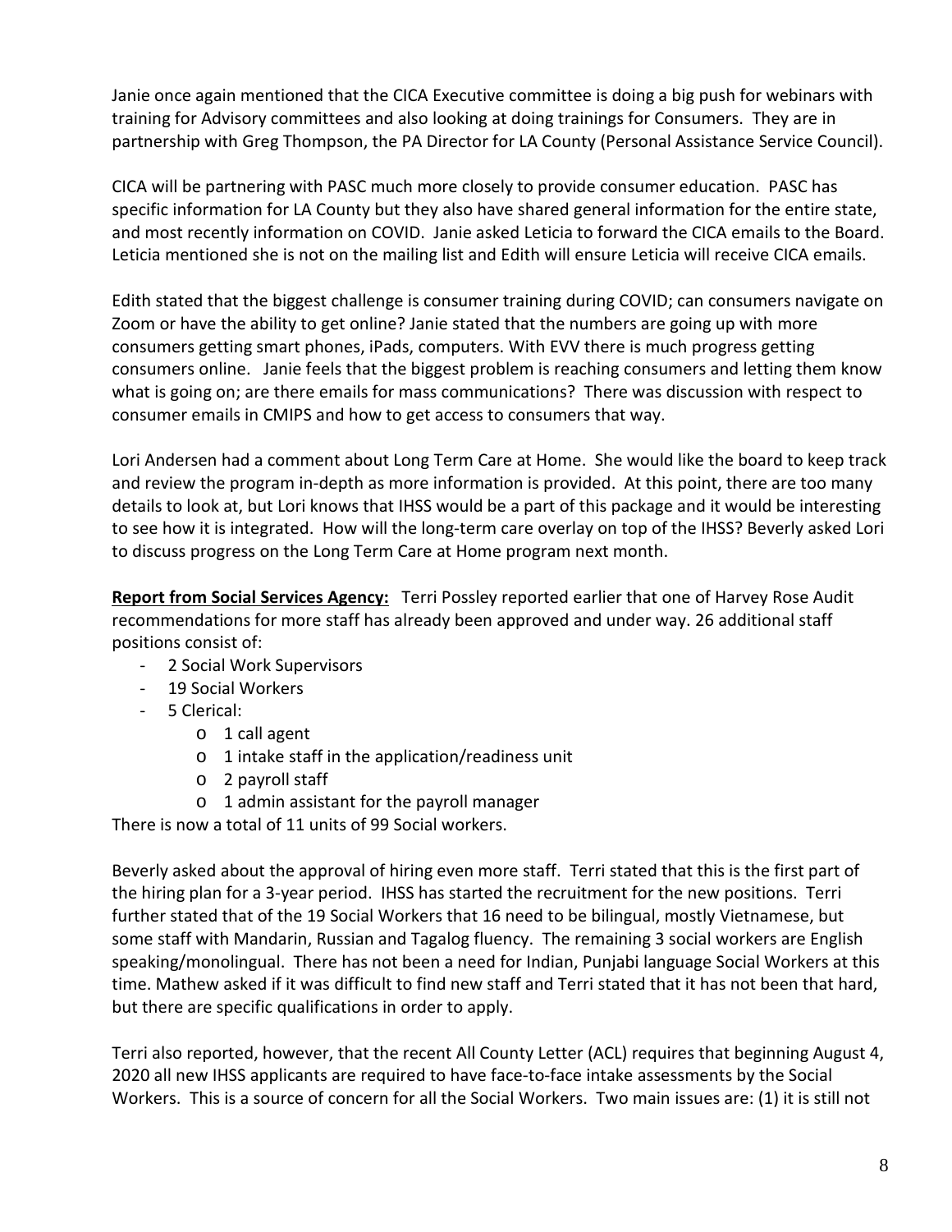Janie once again mentioned that the CICA Executive committee is doing a big push for webinars with training for Advisory committees and also looking at doing trainings for Consumers. They are in partnership with Greg Thompson, the PA Director for LA County (Personal Assistance Service Council).

CICA will be partnering with PASC much more closely to provide consumer education. PASC has specific information for LA County but they also have shared general information for the entire state, and most recently information on COVID. Janie asked Leticia to forward the CICA emails to the Board. Leticia mentioned she is not on the mailing list and Edith will ensure Leticia will receive CICA emails.

Edith stated that the biggest challenge is consumer training during COVID; can consumers navigate on Zoom or have the ability to get online? Janie stated that the numbers are going up with more consumers getting smart phones, iPads, computers. With EVV there is much progress getting consumers online. Janie feels that the biggest problem is reaching consumers and letting them know what is going on; are there emails for mass communications? There was discussion with respect to consumer emails in CMIPS and how to get access to consumers that way.

Lori Andersen had a comment about Long Term Care at Home. She would like the board to keep track and review the program in-depth as more information is provided. At this point, there are too many details to look at, but Lori knows that IHSS would be a part of this package and it would be interesting to see how it is integrated. How will the long-term care overlay on top of the IHSS? Beverly asked Lori to discuss progress on the Long Term Care at Home program next month.

**Report from Social Services Agency:** Terri Possley reported earlier that one of Harvey Rose Audit recommendations for more staff has already been approved and under way. 26 additional staff positions consist of:

- 2 Social Work Supervisors
- 19 Social Workers
- 5 Clerical:
    - 1 call agent
    - 1 intake staff in the application/readiness unit
    - 2 payroll staff
    - 1 admin assistant for the payroll manager

There is now a total of 11 units of 99 Social workers.

Beverly asked about the approval of hiring even more staff. Terri stated that this is the first part of the hiring plan for a 3-year period. IHSS has started the recruitment for the new positions. Terri further stated that of the 19 Social Workers that 16 need to be bilingual, mostly Vietnamese, but some staff with Mandarin, Russian and Tagalog fluency. The remaining 3 social workers are English speaking/monolingual. There has not been a need for Indian, Punjabi language Social Workers at this time. Mathew asked if it was difficult to find new staff and Terri stated that it has not been that hard, but there are specific qualifications in order to apply.

Terri also reported, however, that the recent All County Letter (ACL) requires that beginning August 4, 2020 all new IHSS applicants are required to have face-to-face intake assessments by the Social Workers. This is a source of concern for all the Social Workers. Two main issues are: (1) it is still not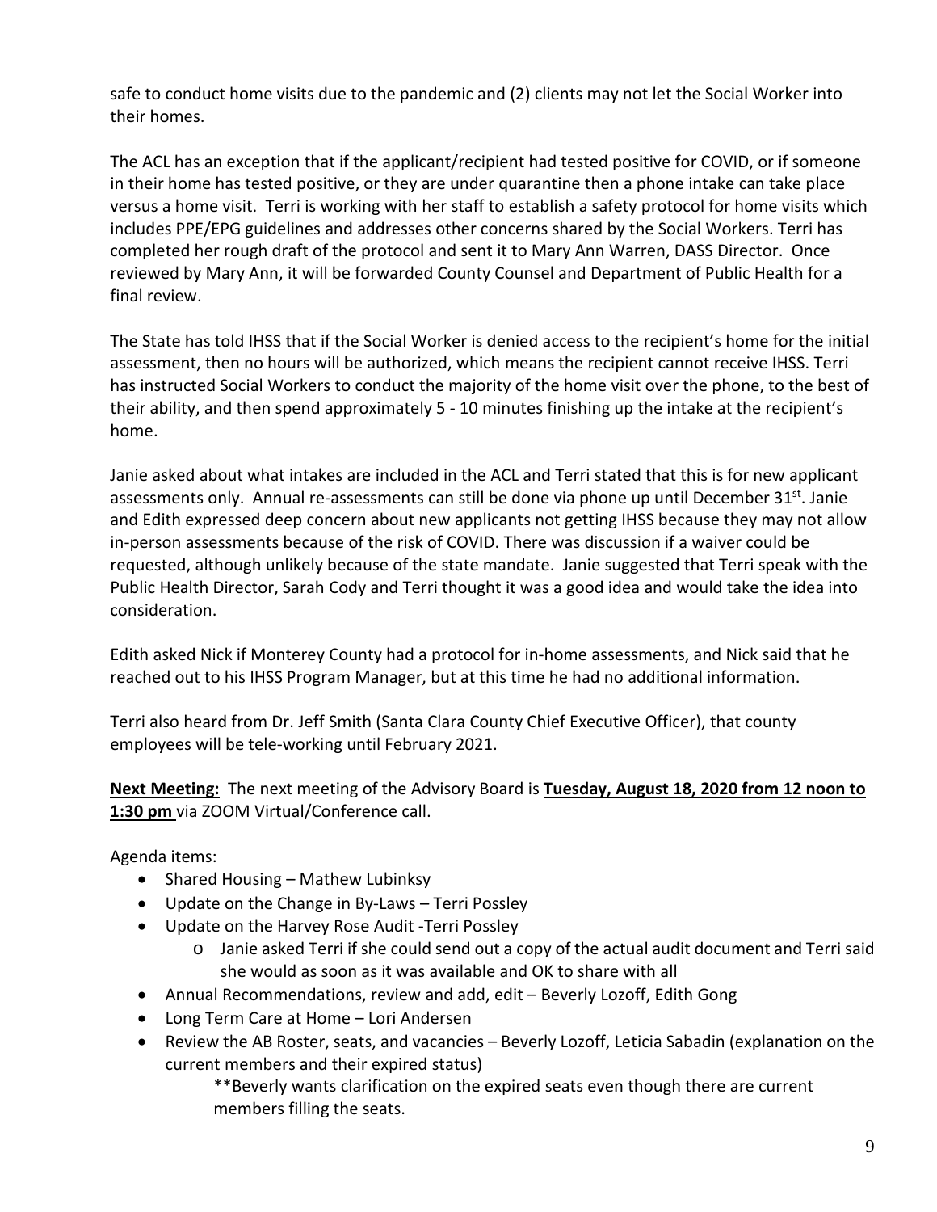safe to conduct home visits due to the pandemic and (2) clients may not let the Social Worker into their homes.

The ACL has an exception that if the applicant/recipient had tested positive for COVID, or if someone in their home has tested positive, or they are under quarantine then a phone intake can take place versus a home visit. Terri is working with her staff to establish a safety protocol for home visits which includes PPE/EPG guidelines and addresses other concerns shared by the Social Workers. Terri has completed her rough draft of the protocol and sent it to Mary Ann Warren, DASS Director. Once reviewed by Mary Ann, it will be forwarded County Counsel and Department of Public Health for a final review.

The State has told IHSS that if the Social Worker is denied access to the recipient's home for the initial assessment, then no hours will be authorized, which means the recipient cannot receive IHSS. Terri has instructed Social Workers to conduct the majority of the home visit over the phone, to the best of their ability, and then spend approximately 5 - 10 minutes finishing up the intake at the recipient's home.

Janie asked about what intakes are included in the ACL and Terri stated that this is for new applicant assessments only. Annual re-assessments can still be done via phone up until December 31st. Janie and Edith expressed deep concern about new applicants not getting IHSS because they may not allow in-person assessments because of the risk of COVID. There was discussion if a waiver could be requested, although unlikely because of the state mandate. Janie suggested that Terri speak with the Public Health Director, Sarah Cody and Terri thought it was a good idea and would take the idea into consideration.

Edith asked Nick if Monterey County had a protocol for in-home assessments, and Nick said that he reached out to his IHSS Program Manager, but at this time he had no additional information.

Terri also heard from Dr. Jeff Smith (Santa Clara County Chief Executive Officer), that county employees will be tele-working until February 2021.

**Next Meeting:** The next meeting of the Advisory Board is **Tuesday, August 18, 2020 from 12 noon to 1:30 pm** via ZOOM Virtual/Conference call.

Agenda items:

- Shared Housing – Mathew Lubinksy
- Update on the Change in By-Laws – Terri Possley
- Update on the Harvey Rose Audit -Terri Possley
  - Janie asked Terri if she could send out a copy of the actual audit document and Terri said she would as soon as it was available and OK to share with all
- Annual Recommendations, review and add, edit – Beverly Lozoff, Edith Gong
- Long Term Care at Home – Lori Andersen
- Review the AB Roster, seats, and vacancies – Beverly Lozoff, Leticia Sabadin (explanation on the current members and their expired status)

  **Beverly wants clarification on the expired seats even though there are current members filling the seats.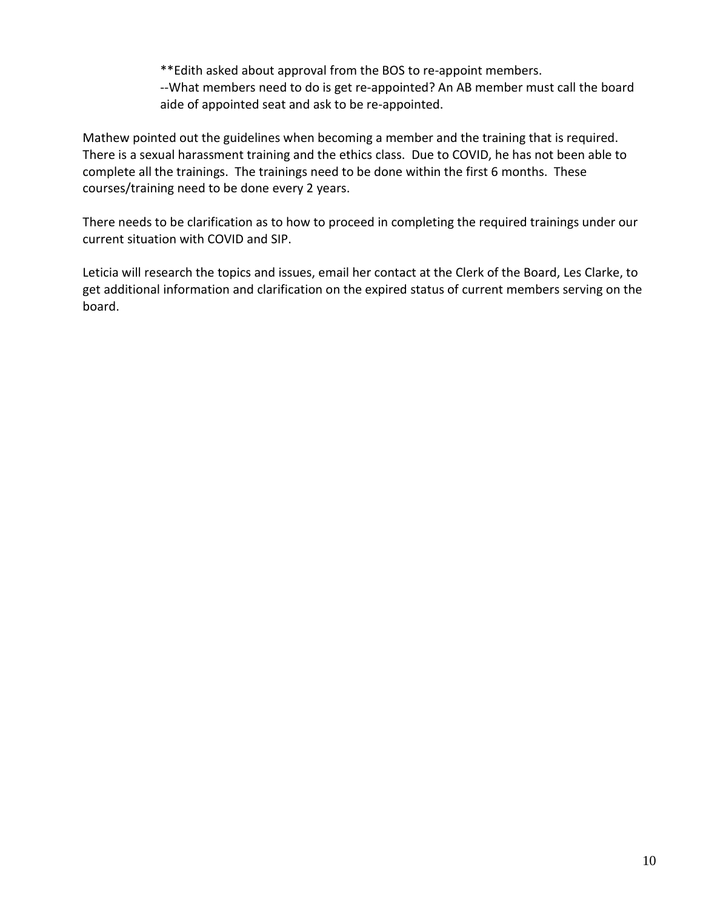**Edith asked about approval from the BOS to re-appoint members.
--What members need to do is get re-appointed? An AB member must call the board aide of appointed seat and ask to be re-appointed.

Mathew pointed out the guidelines when becoming a member and the training that is required. There is a sexual harassment training and the ethics class. Due to COVID, he has not been able to complete all the trainings. The trainings need to be done within the first 6 months. These courses/training need to be done every 2 years.

There needs to be clarification as to how to proceed in completing the required trainings under our current situation with COVID and SIP.

Leticia will research the topics and issues, email her contact at the Clerk of the Board, Les Clarke, to get additional information and clarification on the expired status of current members serving on the board.